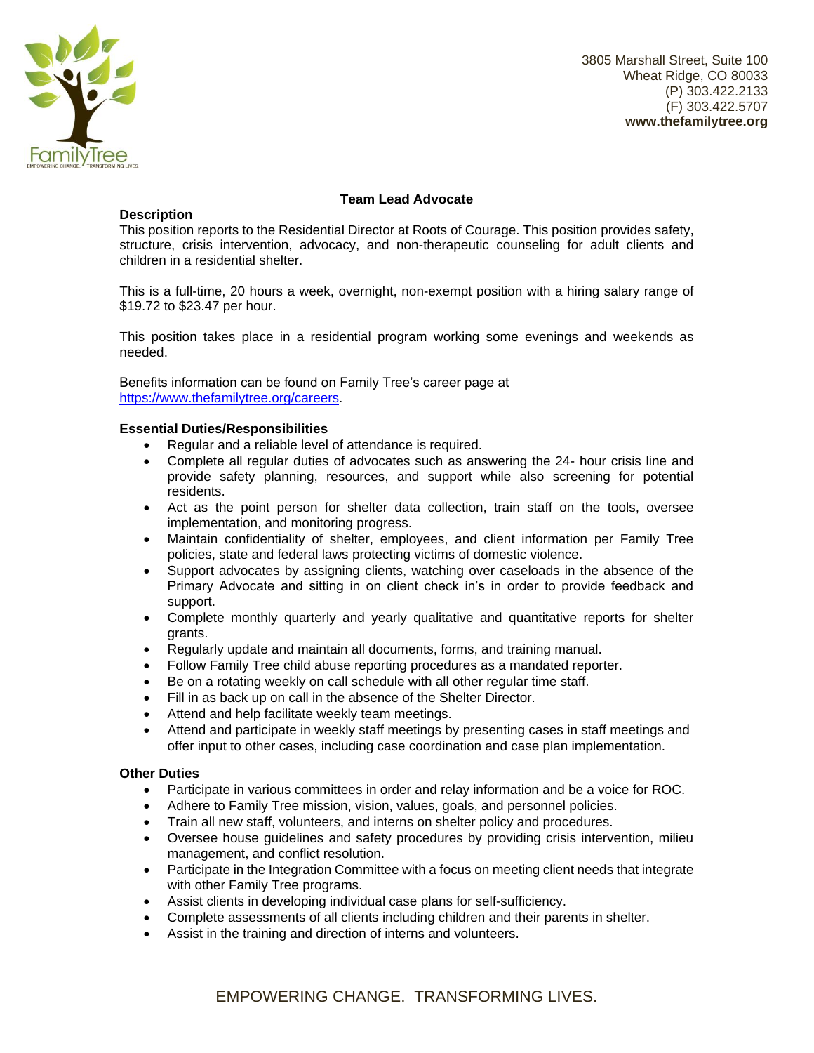3805 Marshall Street, Suite 100
Wheat Ridge, CO 80033
(P) 303.422.2133
(F) 303.422.5707
**www.thefamilytree.org**

## Team Lead Advocate

### Description

This position reports to the Residential Director at Roots of Courage. This position provides safety, structure, crisis intervention, advocacy, and non-therapeutic counseling for adult clients and children in a residential shelter.

This is a full-time, 20 hours a week, overnight, non-exempt position with a hiring salary range of $19.72 to $23.47 per hour.

This position takes place in a residential program working some evenings and weekends as needed.

Benefits information can be found on Family Tree's career page at [https://www.thefamilytree.org/careers](https://www.thefamilytree.org/careers).

### Essential Duties/Responsibilities

- Regular and a reliable level of attendance is required.
- Complete all regular duties of advocates such as answering the 24- hour crisis line and provide safety planning, resources, and support while also screening for potential residents.
- Act as the point person for shelter data collection, train staff on the tools, oversee implementation, and monitoring progress.
- Maintain confidentiality of shelter, employees, and client information per Family Tree policies, state and federal laws protecting victims of domestic violence.
- Support advocates by assigning clients, watching over caseloads in the absence of the Primary Advocate and sitting in on client check in's in order to provide feedback and support.
- Complete monthly quarterly and yearly qualitative and quantitative reports for shelter grants.
- Regularly update and maintain all documents, forms, and training manual.
- Follow Family Tree child abuse reporting procedures as a mandated reporter.
- Be on a rotating weekly on call schedule with all other regular time staff.
- Fill in as back up on call in the absence of the Shelter Director.
- Attend and help facilitate weekly team meetings.
- Attend and participate in weekly staff meetings by presenting cases in staff meetings and offer input to other cases, including case coordination and case plan implementation.

### Other Duties

- Participate in various committees in order and relay information and be a voice for ROC.
- Adhere to Family Tree mission, vision, values, goals, and personnel policies.
- Train all new staff, volunteers, and interns on shelter policy and procedures.
- Oversee house guidelines and safety procedures by providing crisis intervention, milieu management, and conflict resolution.
- Participate in the Integration Committee with a focus on meeting client needs that integrate with other Family Tree programs.
- Assist clients in developing individual case plans for self-sufficiency.
- Complete assessments of all clients including children and their parents in shelter.
- Assist in the training and direction of interns and volunteers.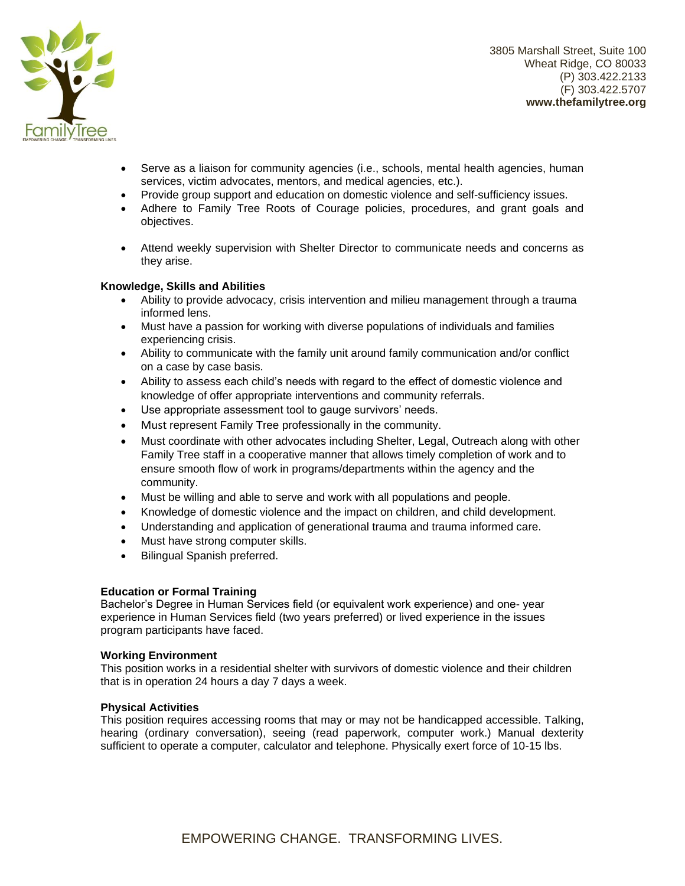- Serve as a liaison for community agencies (i.e., schools, mental health agencies, human services, victim advocates, mentors, and medical agencies, etc.).
- Provide group support and education on domestic violence and self-sufficiency issues.
- Adhere to Family Tree Roots of Courage policies, procedures, and grant goals and objectives.
- Attend weekly supervision with Shelter Director to communicate needs and concerns as they arise.

**Knowledge, Skills and Abilities**

- Ability to provide advocacy, crisis intervention and milieu management through a trauma informed lens.
- Must have a passion for working with diverse populations of individuals and families experiencing crisis.
- Ability to communicate with the family unit around family communication and/or conflict on a case by case basis.
- Ability to assess each child's needs with regard to the effect of domestic violence and knowledge of offer appropriate interventions and community referrals.
- Use appropriate assessment tool to gauge survivors' needs.
- Must represent Family Tree professionally in the community.
- Must coordinate with other advocates including Shelter, Legal, Outreach along with other Family Tree staff in a cooperative manner that allows timely completion of work and to ensure smooth flow of work in programs/departments within the agency and the community.
- Must be willing and able to serve and work with all populations and people.
- Knowledge of domestic violence and the impact on children, and child development.
- Understanding and application of generational trauma and trauma informed care.
- Must have strong computer skills.
- Bilingual Spanish preferred.

**Education or Formal Training**

Bachelor's Degree in Human Services field (or equivalent work experience) and one- year experience in Human Services field (two years preferred) or lived experience in the issues program participants have faced.

**Working Environment**

This position works in a residential shelter with survivors of domestic violence and their children that is in operation 24 hours a day 7 days a week.

**Physical Activities**

This position requires accessing rooms that may or may not be handicapped accessible. Talking, hearing (ordinary conversation), seeing (read paperwork, computer work.) Manual dexterity sufficient to operate a computer, calculator and telephone. Physically exert force of 10-15 lbs.